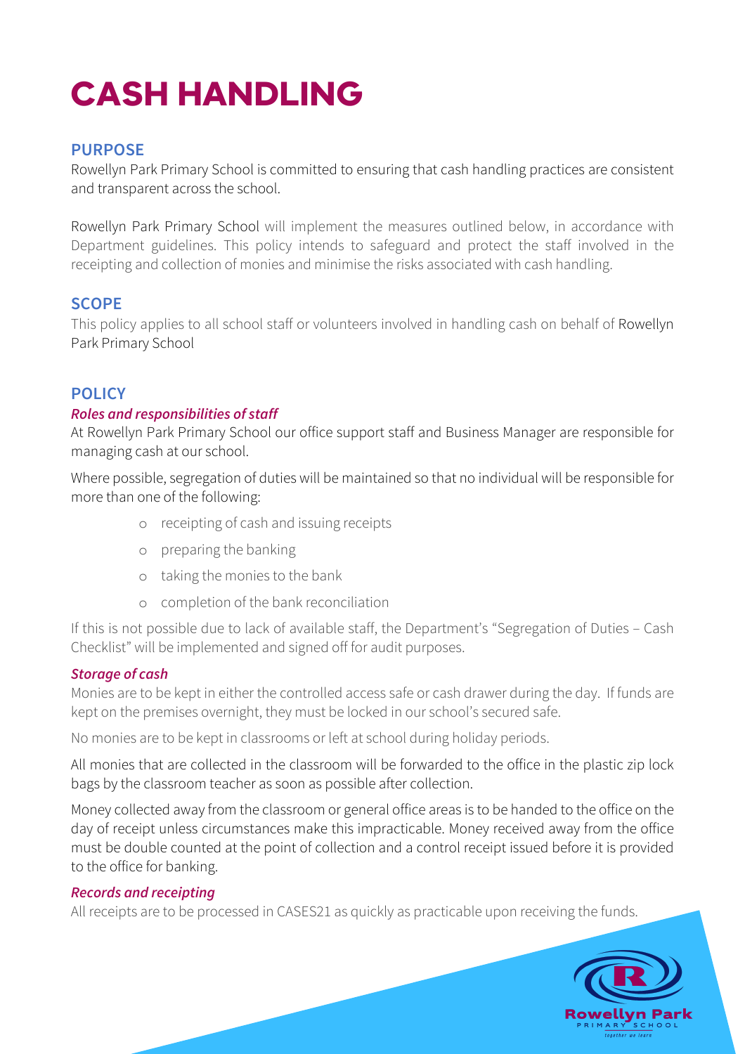# CASH HANDLING

## PURPOSE

Rowellyn Park Primary School is committed to ensuring that cash handling practices are consistent and transparent across the school.

Rowellyn Park Primary School will implement the measures outlined below, in accordance with Department guidelines. This policy intends to safeguard and protect the staff involved in the receipting and collection of monies and minimise the risks associated with cash handling.

## SCOPE

This policy applies to all school staff or volunteers involved in handling cash on behalf of Rowellyn Park Primary School

## POLICY

### *Roles and responsibilities of staff*

At Rowellyn Park Primary School our office support staff and Business Manager are responsible for managing cash at our school.

Where possible, segregation of duties will be maintained so that no individual will be responsible for more than one of the following:

- receipting of cash and issuing receipts
- preparing the banking
- taking the monies to the bank
- completion of the bank reconciliation

If this is not possible due to lack of available staff, the Department's "Segregation of Duties – Cash Checklist" will be implemented and signed off for audit purposes.

### *Storage of cash*

Monies are to be kept in either the controlled access safe or cash drawer during the day. If funds are kept on the premises overnight, they must be locked in our school's secured safe.

No monies are to be kept in classrooms or left at school during holiday periods.

All monies that are collected in the classroom will be forwarded to the office in the plastic zip lock bags by the classroom teacher as soon as possible after collection.

Money collected away from the classroom or general office areas is to be handed to the office on the day of receipt unless circumstances make this impracticable. Money received away from the office must be double counted at the point of collection and a control receipt issued before it is provided to the office for banking.

### *Records and receipting*

All receipts are to be processed in CASES21 as quickly as practicable upon receiving the funds.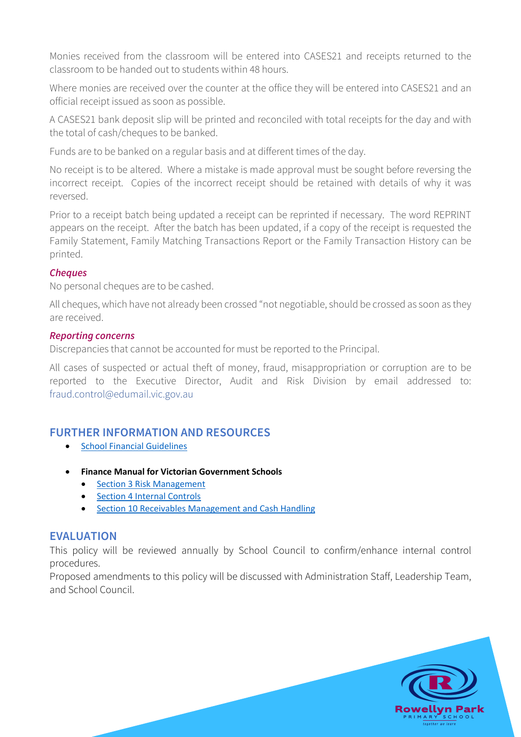Monies received from the classroom will be entered into CASES21 and receipts returned to the classroom to be handed out to students within 48 hours.

Where monies are received over the counter at the office they will be entered into CASES21 and an official receipt issued as soon as possible.

A CASES21 bank deposit slip will be printed and reconciled with total receipts for the day and with the total of cash/cheques to be banked.

Funds are to be banked on a regular basis and at different times of the day.

No receipt is to be altered. Where a mistake is made approval must be sought before reversing the incorrect receipt. Copies of the incorrect receipt should be retained with details of why it was reversed.

Prior to a receipt batch being updated a receipt can be reprinted if necessary. The word REPRINT appears on the receipt. After the batch has been updated, if a copy of the receipt is requested the Family Statement, Family Matching Transactions Report or the Family Transaction History can be printed.

### *Cheques*

No personal cheques are to be cashed.

All cheques, which have not already been crossed "not negotiable, should be crossed as soon as they are received.

### *Reporting concerns*

Discrepancies that cannot be accounted for must be reported to the Principal.

All cases of suspected or actual theft of money, fraud, misappropriation or corruption are to be reported to the Executive Director, Audit and Risk Division by email addressed to: fraud.control@edumail.vic.gov.au

## FURTHER INFORMATION AND RESOURCES

- School Financial Guidelines
- **Finance Manual for Victorian Government Schools**
  - Section 3 Risk Management
  - Section 4 Internal Controls
  - Section 10 Receivables Management and Cash Handling

## EVALUATION

This policy will be reviewed annually by School Council to confirm/enhance internal control procedures.

Proposed amendments to this policy will be discussed with Administration Staff, Leadership Team, and School Council.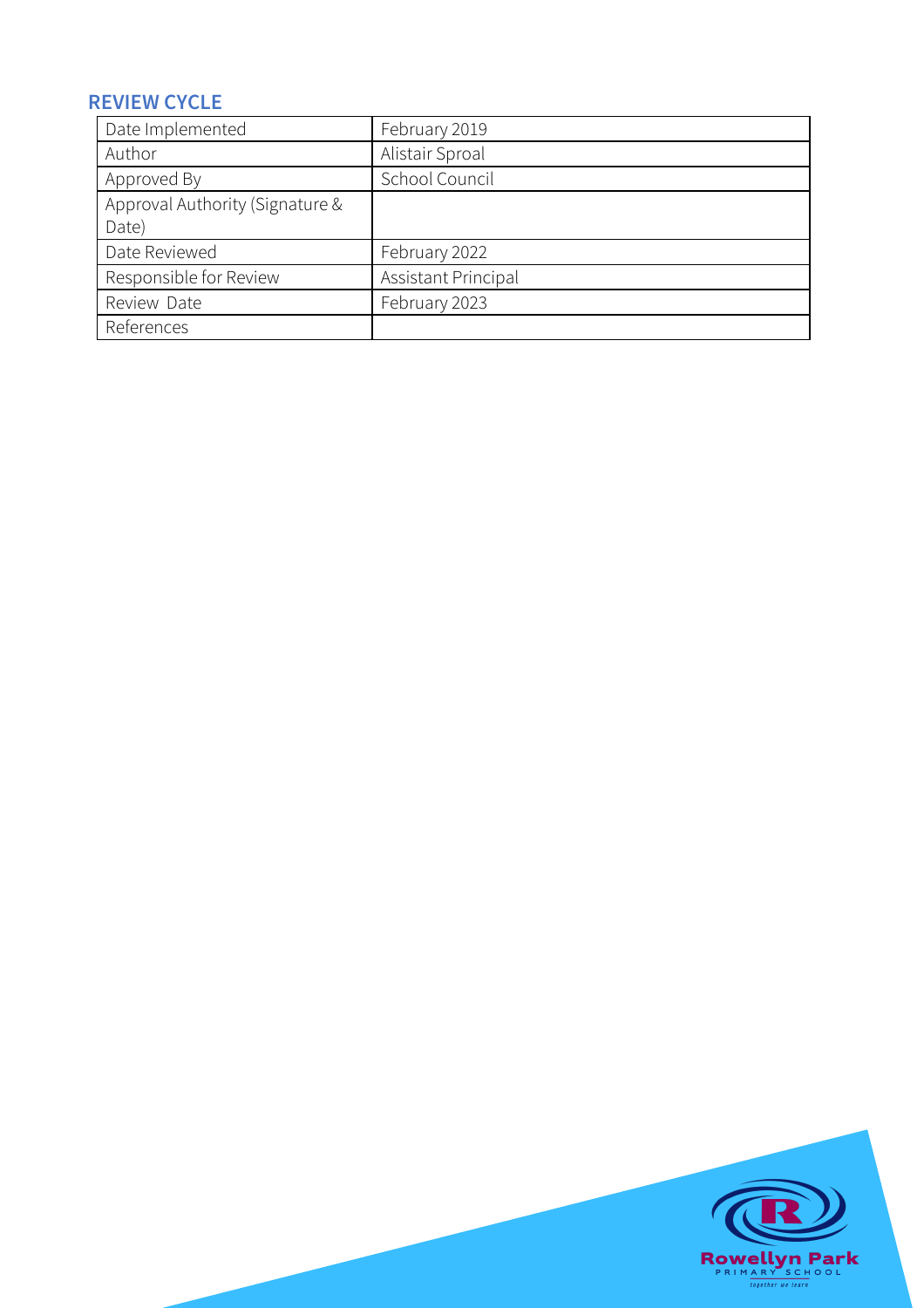## REVIEW CYCLE

| | |
|---|---|
| Date Implemented | February 2019 |
| Author | Alistair Sproal |
| Approved By | School Council |
| Approval Authority (Signature & Date) | |
| Date Reviewed | February 2022 |
| Responsible for Review | Assistant Principal |
| Review Date | February 2023 |
| References | |